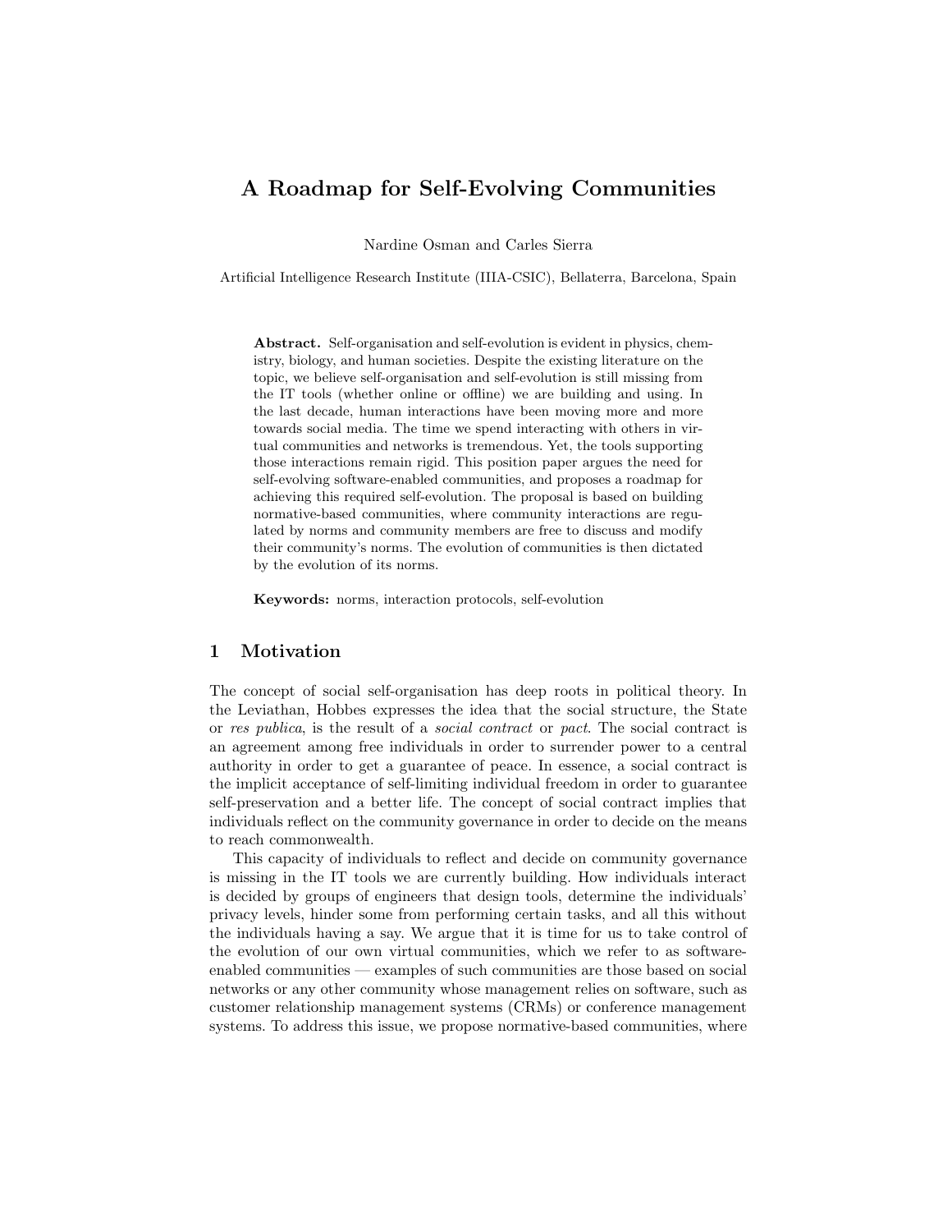# A Roadmap for Self-Evolving Communities

Nardine Osman and Carles Sierra

Artificial Intelligence Research Institute (IIIA-CSIC), Bellaterra, Barcelona, Spain

**Abstract.** Self-organisation and self-evolution is evident in physics, chemistry, biology, and human societies. Despite the existing literature on the topic, we believe self-organisation and self-evolution is still missing from the IT tools (whether online or offline) we are building and using. In the last decade, human interactions have been moving more and more towards social media. The time we spend interacting with others in virtual communities and networks is tremendous. Yet, the tools supporting those interactions remain rigid. This position paper argues the need for self-evolving software-enabled communities, and proposes a roadmap for achieving this required self-evolution. The proposal is based on building normative-based communities, where community interactions are regulated by norms and community members are free to discuss and modify their community's norms. The evolution of communities is then dictated by the evolution of its norms.

**Keywords:** norms, interaction protocols, self-evolution

## 1 Motivation

The concept of social self-organisation has deep roots in political theory. In the Leviathan, Hobbes expresses the idea that the social structure, the State or *res publica*, is the result of a *social contract* or *pact*. The social contract is an agreement among free individuals in order to surrender power to a central authority in order to get a guarantee of peace. In essence, a social contract is the implicit acceptance of self-limiting individual freedom in order to guarantee self-preservation and a better life. The concept of social contract implies that individuals reflect on the community governance in order to decide on the means to reach commonwealth.

This capacity of individuals to reflect and decide on community governance is missing in the IT tools we are currently building. How individuals interact is decided by groups of engineers that design tools, determine the individuals' privacy levels, hinder some from performing certain tasks, and all this without the individuals having a say. We argue that it is time for us to take control of the evolution of our own virtual communities, which we refer to as software-enabled communities — examples of such communities are those based on social networks or any other community whose management relies on software, such as customer relationship management systems (CRMs) or conference management systems. To address this issue, we propose normative-based communities, where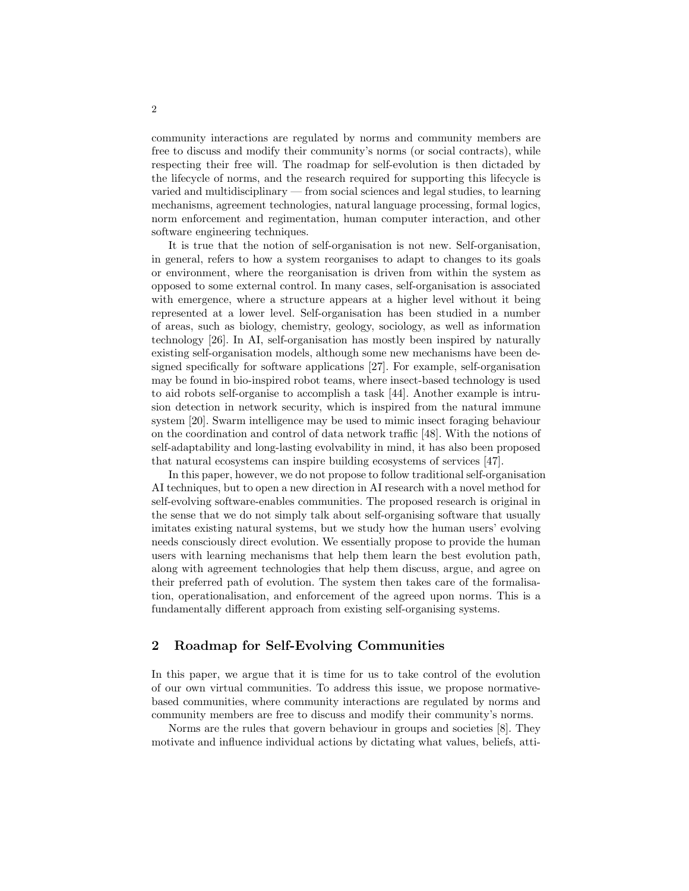community interactions are regulated by norms and community members are free to discuss and modify their community's norms (or social contracts), while respecting their free will. The roadmap for self-evolution is then dictaded by the lifecycle of norms, and the research required for supporting this lifecycle is varied and multidisciplinary — from social sciences and legal studies, to learning mechanisms, agreement technologies, natural language processing, formal logics, norm enforcement and regimentation, human computer interaction, and other software engineering techniques.

It is true that the notion of self-organisation is not new. Self-organisation, in general, refers to how a system reorganises to adapt to changes to its goals or environment, where the reorganisation is driven from within the system as opposed to some external control. In many cases, self-organisation is associated with emergence, where a structure appears at a higher level without it being represented at a lower level. Self-organisation has been studied in a number of areas, such as biology, chemistry, geology, sociology, as well as information technology [26]. In AI, self-organisation has mostly been inspired by naturally existing self-organisation models, although some new mechanisms have been designed specifically for software applications [27]. For example, self-organisation may be found in bio-inspired robot teams, where insect-based technology is used to aid robots self-organise to accomplish a task [44]. Another example is intrusion detection in network security, which is inspired from the natural immune system [20]. Swarm intelligence may be used to mimic insect foraging behaviour on the coordination and control of data network traffic [48]. With the notions of self-adaptability and long-lasting evolvability in mind, it has also been proposed that natural ecosystems can inspire building ecosystems of services [47].

In this paper, however, we do not propose to follow traditional self-organisation AI techniques, but to open a new direction in AI research with a novel method for self-evolving software-enables communities. The proposed research is original in the sense that we do not simply talk about self-organising software that usually imitates existing natural systems, but we study how the human users' evolving needs consciously direct evolution. We essentially propose to provide the human users with learning mechanisms that help them learn the best evolution path, along with agreement technologies that help them discuss, argue, and agree on their preferred path of evolution. The system then takes care of the formalisation, operationalisation, and enforcement of the agreed upon norms. This is a fundamentally different approach from existing self-organising systems.

## 2 Roadmap for Self-Evolving Communities

In this paper, we argue that it is time for us to take control of the evolution of our own virtual communities. To address this issue, we propose normative-based communities, where community interactions are regulated by norms and community members are free to discuss and modify their community's norms.

Norms are the rules that govern behaviour in groups and societies [8]. They motivate and influence individual actions by dictating what values, beliefs, atti-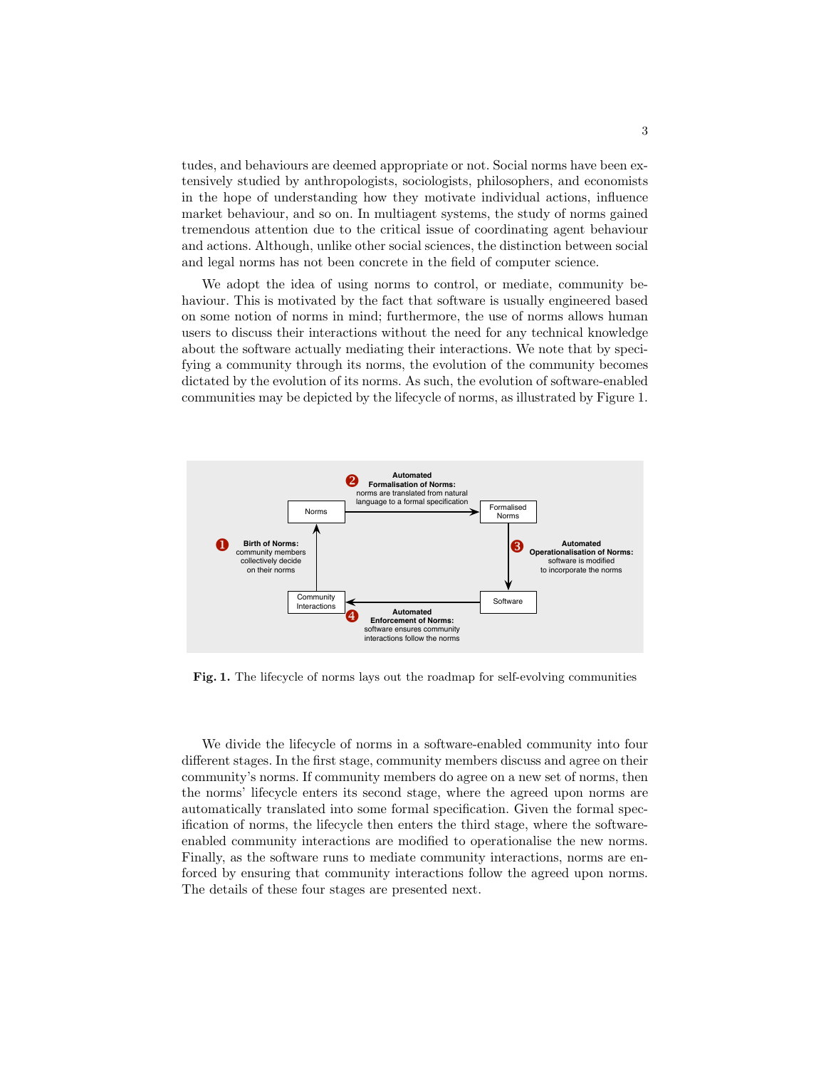tudes, and behaviours are deemed appropriate or not. Social norms have been extensively studied by anthropologists, sociologists, philosophers, and economists in the hope of understanding how they motivate individual actions, influence market behaviour, and so on. In multiagent systems, the study of norms gained tremendous attention due to the critical issue of coordinating agent behaviour and actions. Although, unlike other social sciences, the distinction between social and legal norms has not been concrete in the field of computer science.

We adopt the idea of using norms to control, or mediate, community behaviour. This is motivated by the fact that software is usually engineered based on some notion of norms in mind; furthermore, the use of norms allows human users to discuss their interactions without the need for any technical knowledge about the software actually mediating their interactions. We note that by specifying a community through its norms, the evolution of the community becomes dictated by the evolution of its norms. As such, the evolution of software-enabled communities may be depicted by the lifecycle of norms, as illustrated by Figure 1.

**Fig. 1.** The lifecycle of norms lays out the roadmap for self-evolving communities

We divide the lifecycle of norms in a software-enabled community into four different stages. In the first stage, community members discuss and agree on their community's norms. If community members do agree on a new set of norms, then the norms' lifecycle enters its second stage, where the agreed upon norms are automatically translated into some formal specification. Given the formal specification of norms, the lifecycle then enters the third stage, where the software-enabled community interactions are modified to operationalise the new norms. Finally, as the software runs to mediate community interactions, norms are enforced by ensuring that community interactions follow the agreed upon norms. The details of these four stages are presented next.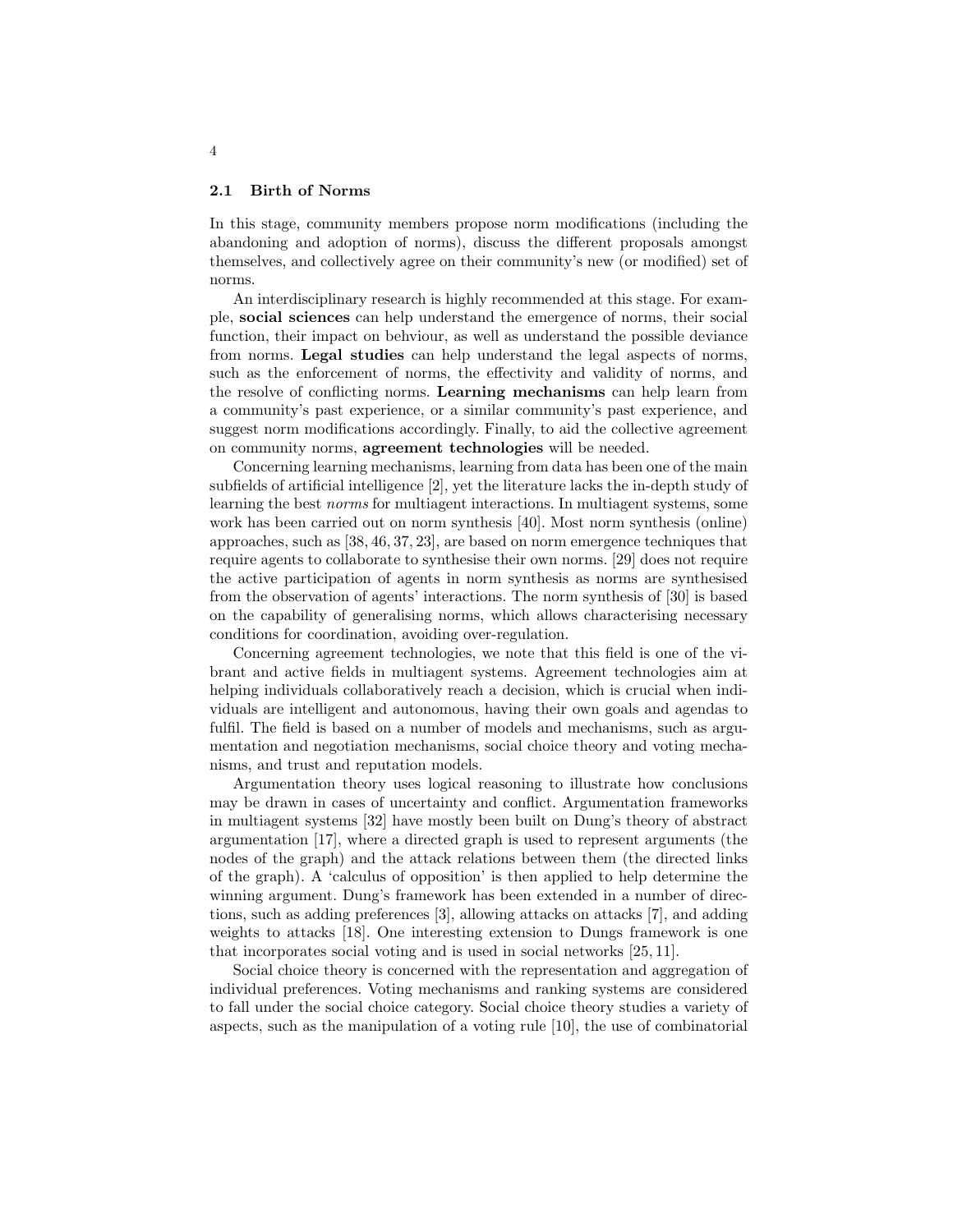### 2.1 Birth of Norms

In this stage, community members propose norm modifications (including the abandoning and adoption of norms), discuss the different proposals amongst themselves, and collectively agree on their community's new (or modified) set of norms.

An interdisciplinary research is highly recommended at this stage. For example, **social sciences** can help understand the emergence of norms, their social function, their impact on behviour, as well as understand the possible deviance from norms. **Legal studies** can help understand the legal aspects of norms, such as the enforcement of norms, the effectivity and validity of norms, and the resolve of conflicting norms. **Learning mechanisms** can help learn from a community's past experience, or a similar community's past experience, and suggest norm modifications accordingly. Finally, to aid the collective agreement on community norms, **agreement technologies** will be needed.

Concerning learning mechanisms, learning from data has been one of the main subfields of artificial intelligence [2], yet the literature lacks the in-depth study of learning the best *norms* for multiagent interactions. In multiagent systems, some work has been carried out on norm synthesis [40]. Most norm synthesis (online) approaches, such as [38, 46, 37, 23], are based on norm emergence techniques that require agents to collaborate to synthesise their own norms. [29] does not require the active participation of agents in norm synthesis as norms are synthesised from the observation of agents' interactions. The norm synthesis of [30] is based on the capability of generalising norms, which allows characterising necessary conditions for coordination, avoiding over-regulation.

Concerning agreement technologies, we note that this field is one of the vibrant and active fields in multiagent systems. Agreement technologies aim at helping individuals collaboratively reach a decision, which is crucial when individuals are intelligent and autonomous, having their own goals and agendas to fulfil. The field is based on a number of models and mechanisms, such as argumentation and negotiation mechanisms, social choice theory and voting mechanisms, and trust and reputation models.

Argumentation theory uses logical reasoning to illustrate how conclusions may be drawn in cases of uncertainty and conflict. Argumentation frameworks in multiagent systems [32] have mostly been built on Dung's theory of abstract argumentation [17], where a directed graph is used to represent arguments (the nodes of the graph) and the attack relations between them (the directed links of the graph). A 'calculus of opposition' is then applied to help determine the winning argument. Dung's framework has been extended in a number of directions, such as adding preferences [3], allowing attacks on attacks [7], and adding weights to attacks [18]. One interesting extension to Dungs framework is one that incorporates social voting and is used in social networks [25, 11].

Social choice theory is concerned with the representation and aggregation of individual preferences. Voting mechanisms and ranking systems are considered to fall under the social choice category. Social choice theory studies a variety of aspects, such as the manipulation of a voting rule [10], the use of combinatorial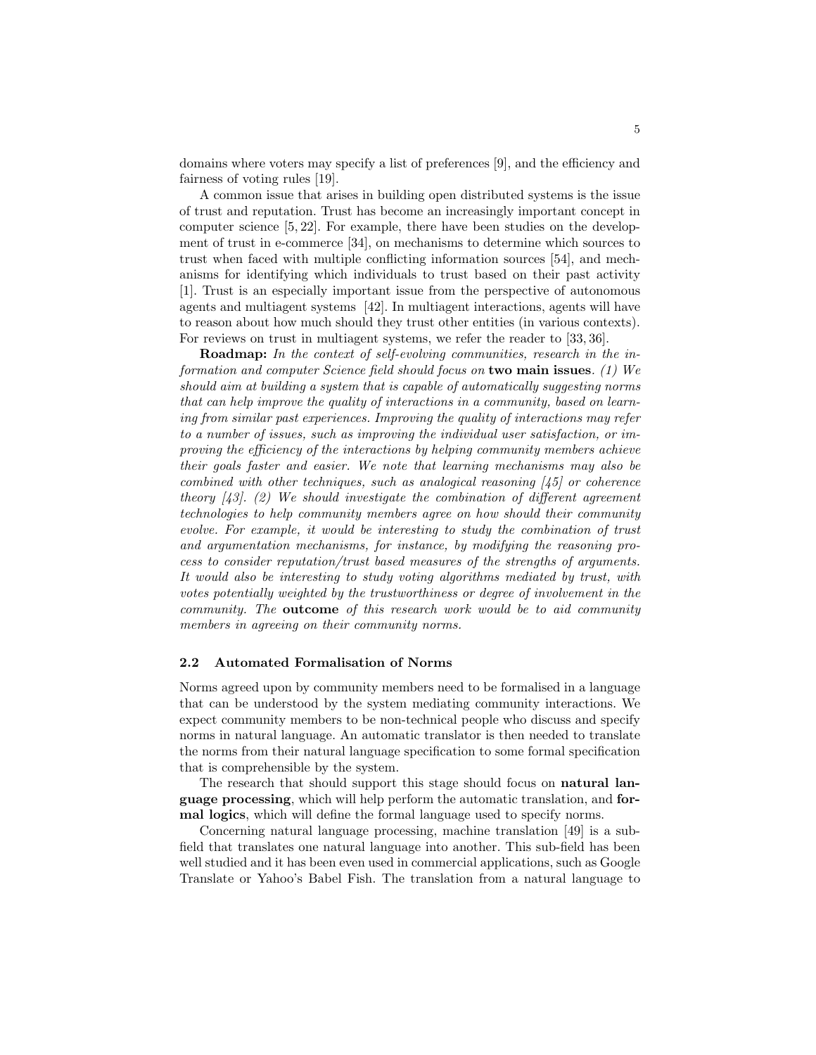domains where voters may specify a list of preferences [9], and the efficiency and fairness of voting rules [19].

A common issue that arises in building open distributed systems is the issue of trust and reputation. Trust has become an increasingly important concept in computer science [5, 22]. For example, there have been studies on the development of trust in e-commerce [34], on mechanisms to determine which sources to trust when faced with multiple conflicting information sources [54], and mechanisms for identifying which individuals to trust based on their past activity [1]. Trust is an especially important issue from the perspective of autonomous agents and multiagent systems [42]. In multiagent interactions, agents will have to reason about how much should they trust other entities (in various contexts). For reviews on trust in multiagent systems, we refer the reader to [33, 36].

**Roadmap:** *In the context of self-evolving communities, research in the information and computer Science field should focus on* **two main issues**. *(1) We should aim at building a system that is capable of automatically suggesting norms that can help improve the quality of interactions in a community, based on learning from similar past experiences. Improving the quality of interactions may refer to a number of issues, such as improving the individual user satisfaction, or improving the efficiency of the interactions by helping community members achieve their goals faster and easier. We note that learning mechanisms may also be combined with other techniques, such as analogical reasoning [45] or coherence theory [43]. (2) We should investigate the combination of different agreement technologies to help community members agree on how should their community evolve. For example, it would be interesting to study the combination of trust and argumentation mechanisms, for instance, by modifying the reasoning process to consider reputation/trust based measures of the strengths of arguments. It would also be interesting to study voting algorithms mediated by trust, with votes potentially weighted by the trustworthiness or degree of involvement in the community. The* **outcome** *of this research work would be to aid community members in agreeing on their community norms.*

### 2.2 Automated Formalisation of Norms

Norms agreed upon by community members need to be formalised in a language that can be understood by the system mediating community interactions. We expect community members to be non-technical people who discuss and specify norms in natural language. An automatic translator is then needed to translate the norms from their natural language specification to some formal specification that is comprehensible by the system.

The research that should support this stage should focus on **natural language processing**, which will help perform the automatic translation, and **formal logics**, which will define the formal language used to specify norms.

Concerning natural language processing, machine translation [49] is a sub-field that translates one natural language into another. This sub-field has been well studied and it has been even used in commercial applications, such as Google Translate or Yahoo's Babel Fish. The translation from a natural language to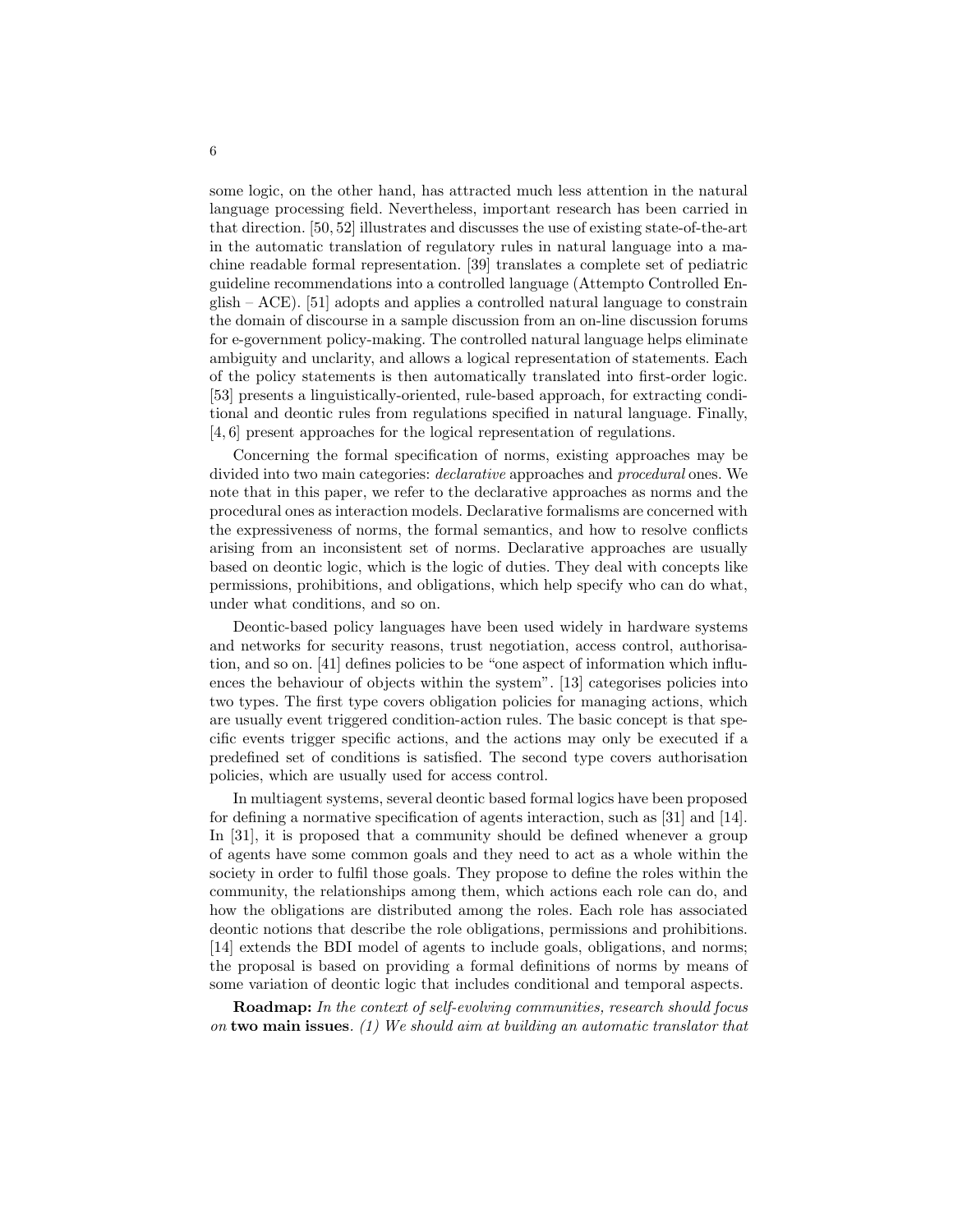some logic, on the other hand, has attracted much less attention in the natural language processing field. Nevertheless, important research has been carried in that direction. [50, 52] illustrates and discusses the use of existing state-of-the-art in the automatic translation of regulatory rules in natural language into a machine readable formal representation. [39] translates a complete set of pediatric guideline recommendations into a controlled language (Attempto Controlled English – ACE). [51] adopts and applies a controlled natural language to constrain the domain of discourse in a sample discussion from an on-line discussion forums for e-government policy-making. The controlled natural language helps eliminate ambiguity and unclarity, and allows a logical representation of statements. Each of the policy statements is then automatically translated into first-order logic. [53] presents a linguistically-oriented, rule-based approach, for extracting conditional and deontic rules from regulations specified in natural language. Finally, [4, 6] present approaches for the logical representation of regulations.

Concerning the formal specification of norms, existing approaches may be divided into two main categories: *declarative* approaches and *procedural* ones. We note that in this paper, we refer to the declarative approaches as norms and the procedural ones as interaction models. Declarative formalisms are concerned with the expressiveness of norms, the formal semantics, and how to resolve conflicts arising from an inconsistent set of norms. Declarative approaches are usually based on deontic logic, which is the logic of duties. They deal with concepts like permissions, prohibitions, and obligations, which help specify who can do what, under what conditions, and so on.

Deontic-based policy languages have been used widely in hardware systems and networks for security reasons, trust negotiation, access control, authorisation, and so on. [41] defines policies to be "one aspect of information which influences the behaviour of objects within the system". [13] categorises policies into two types. The first type covers obligation policies for managing actions, which are usually event triggered condition-action rules. The basic concept is that specific events trigger specific actions, and the actions may only be executed if a predefined set of conditions is satisfied. The second type covers authorisation policies, which are usually used for access control.

In multiagent systems, several deontic based formal logics have been proposed for defining a normative specification of agents interaction, such as [31] and [14]. In [31], it is proposed that a community should be defined whenever a group of agents have some common goals and they need to act as a whole within the society in order to fulfil those goals. They propose to define the roles within the community, the relationships among them, which actions each role can do, and how the obligations are distributed among the roles. Each role has associated deontic notions that describe the role obligations, permissions and prohibitions. [14] extends the BDI model of agents to include goals, obligations, and norms; the proposal is based on providing a formal definitions of norms by means of some variation of deontic logic that includes conditional and temporal aspects.

**Roadmap:** *In the context of self-evolving communities, research should focus on* **two main issues***. (1) We should aim at building an automatic translator that*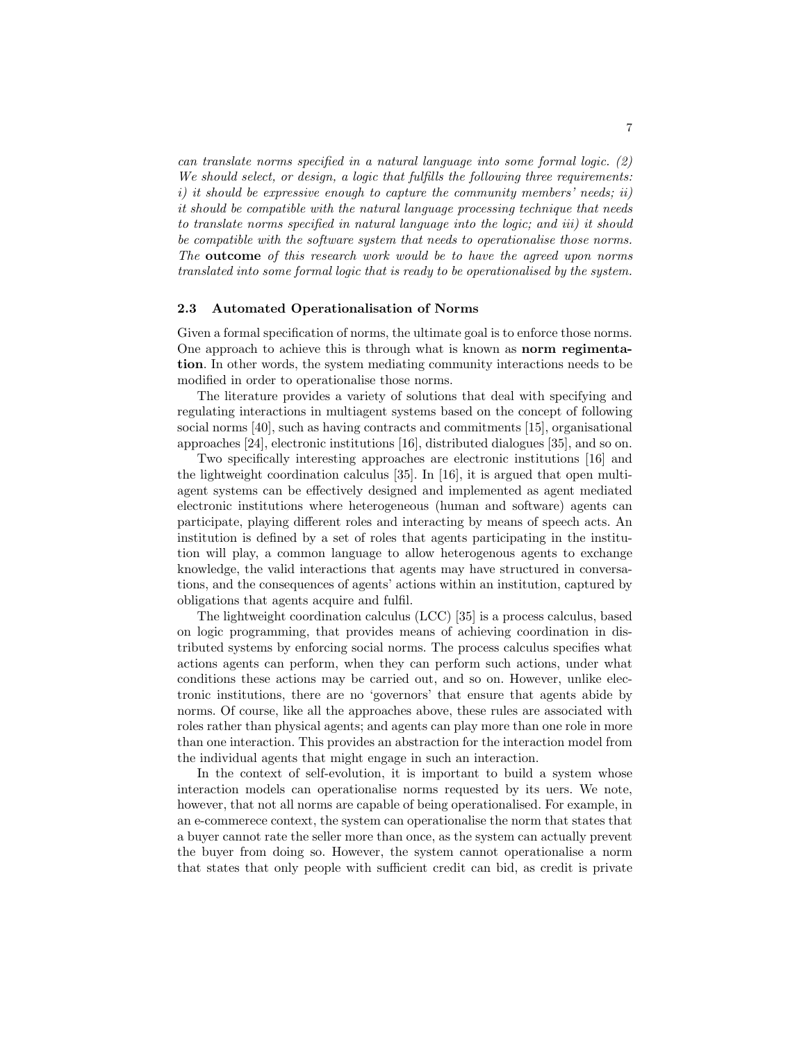*can translate norms specified in a natural language into some formal logic. (2) We should select, or design, a logic that fulfills the following three requirements: i) it should be expressive enough to capture the community members' needs; ii) it should be compatible with the natural language processing technique that needs to translate norms specified in natural language into the logic; and iii) it should be compatible with the software system that needs to operationalise those norms. The* ***outcome*** *of this research work would be to have the agreed upon norms translated into some formal logic that is ready to be operationalised by the system.*

### 2.3 Automated Operationalisation of Norms

Given a formal specification of norms, the ultimate goal is to enforce those norms. One approach to achieve this is through what is known as **norm regimentation**. In other words, the system mediating community interactions needs to be modified in order to operationalise those norms.

The literature provides a variety of solutions that deal with specifying and regulating interactions in multiagent systems based on the concept of following social norms [40], such as having contracts and commitments [15], organisational approaches [24], electronic institutions [16], distributed dialogues [35], and so on.

Two specifically interesting approaches are electronic institutions [16] and the lightweight coordination calculus [35]. In [16], it is argued that open multiagent systems can be effectively designed and implemented as agent mediated electronic institutions where heterogeneous (human and software) agents can participate, playing different roles and interacting by means of speech acts. An institution is defined by a set of roles that agents participating in the institution will play, a common language to allow heterogenous agents to exchange knowledge, the valid interactions that agents may have structured in conversations, and the consequences of agents' actions within an institution, captured by obligations that agents acquire and fulfil.

The lightweight coordination calculus (LCC) [35] is a process calculus, based on logic programming, that provides means of achieving coordination in distributed systems by enforcing social norms. The process calculus specifies what actions agents can perform, when they can perform such actions, under what conditions these actions may be carried out, and so on. However, unlike electronic institutions, there are no 'governors' that ensure that agents abide by norms. Of course, like all the approaches above, these rules are associated with roles rather than physical agents; and agents can play more than one role in more than one interaction. This provides an abstraction for the interaction model from the individual agents that might engage in such an interaction.

In the context of self-evolution, it is important to build a system whose interaction models can operationalise norms requested by its uers. We note, however, that not all norms are capable of being operationalised. For example, in an e-commerece context, the system can operationalise the norm that states that a buyer cannot rate the seller more than once, as the system can actually prevent the buyer from doing so. However, the system cannot operationalise a norm that states that only people with sufficient credit can bid, as credit is private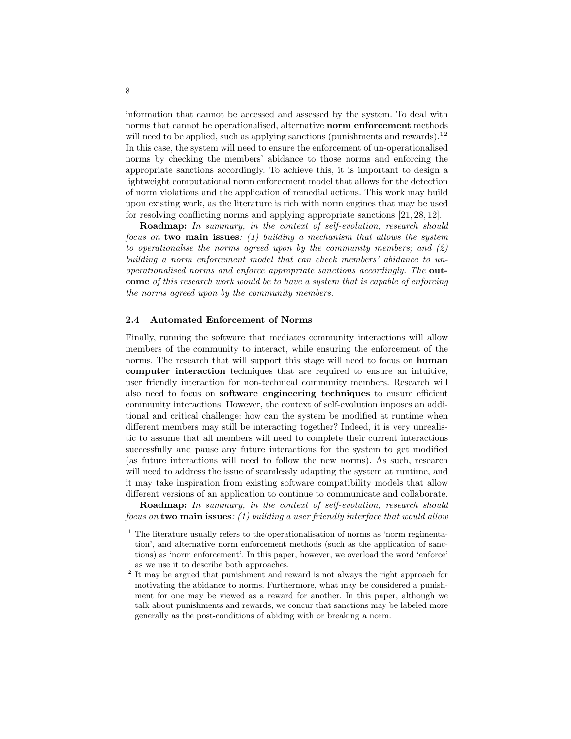information that cannot be accessed and assessed by the system. To deal with norms that cannot be operationalised, alternative **norm enforcement** methods will need to be applied, such as applying sanctions (punishments and rewards).[1,2] In this case, the system will need to ensure the enforcement of un-operationalised norms by checking the members' abidance to those norms and enforcing the appropriate sanctions accordingly. To achieve this, it is important to design a lightweight computational norm enforcement model that allows for the detection of norm violations and the application of remedial actions. This work may build upon existing work, as the literature is rich with norm engines that may be used for resolving conflicting norms and applying appropriate sanctions [21, 28, 12].

**Roadmap:** *In summary, in the context of self-evolution, research should focus on* **two main issues***: (1) building a mechanism that allows the system to operationalise the norms agreed upon by the community members; and (2) building a norm enforcement model that can check members' abidance to un-operationalised norms and enforce appropriate sanctions accordingly. The* **outcome** *of this research work would be to have a system that is capable of enforcing the norms agreed upon by the community members.*

### 2.4 Automated Enforcement of Norms

Finally, running the software that mediates community interactions will allow members of the community to interact, while ensuring the enforcement of the norms. The research that will support this stage will need to focus on **human computer interaction** techniques that are required to ensure an intuitive, user friendly interaction for non-technical community members. Research will also need to focus on **software engineering techniques** to ensure efficient community interactions. However, the context of self-evolution imposes an additional and critical challenge: how can the system be modified at runtime when different members may still be interacting together? Indeed, it is very unrealistic to assume that all members will need to complete their current interactions successfully and pause any future interactions for the system to get modified (as future interactions will need to follow the new norms). As such, research will need to address the issue of seamlessly adapting the system at runtime, and it may take inspiration from existing software compatibility models that allow different versions of an application to continue to communicate and collaborate.

**Roadmap:** *In summary, in the context of self-evolution, research should focus on* **two main issues***: (1) building a user friendly interface that would allow*

---

[1] The literature usually refers to the operationalisation of norms as 'norm regimentation', and alternative norm enforcement methods (such as the application of sanctions) as 'norm enforcement'. In this paper, however, we overload the word 'enforce' as we use it to describe both approaches.

[2] It may be argued that punishment and reward is not always the right approach for motivating the abidance to norms. Furthermore, what may be considered a punishment for one may be viewed as a reward for another. In this paper, although we talk about punishments and rewards, we concur that sanctions may be labeled more generally as the post-conditions of abiding with or breaking a norm.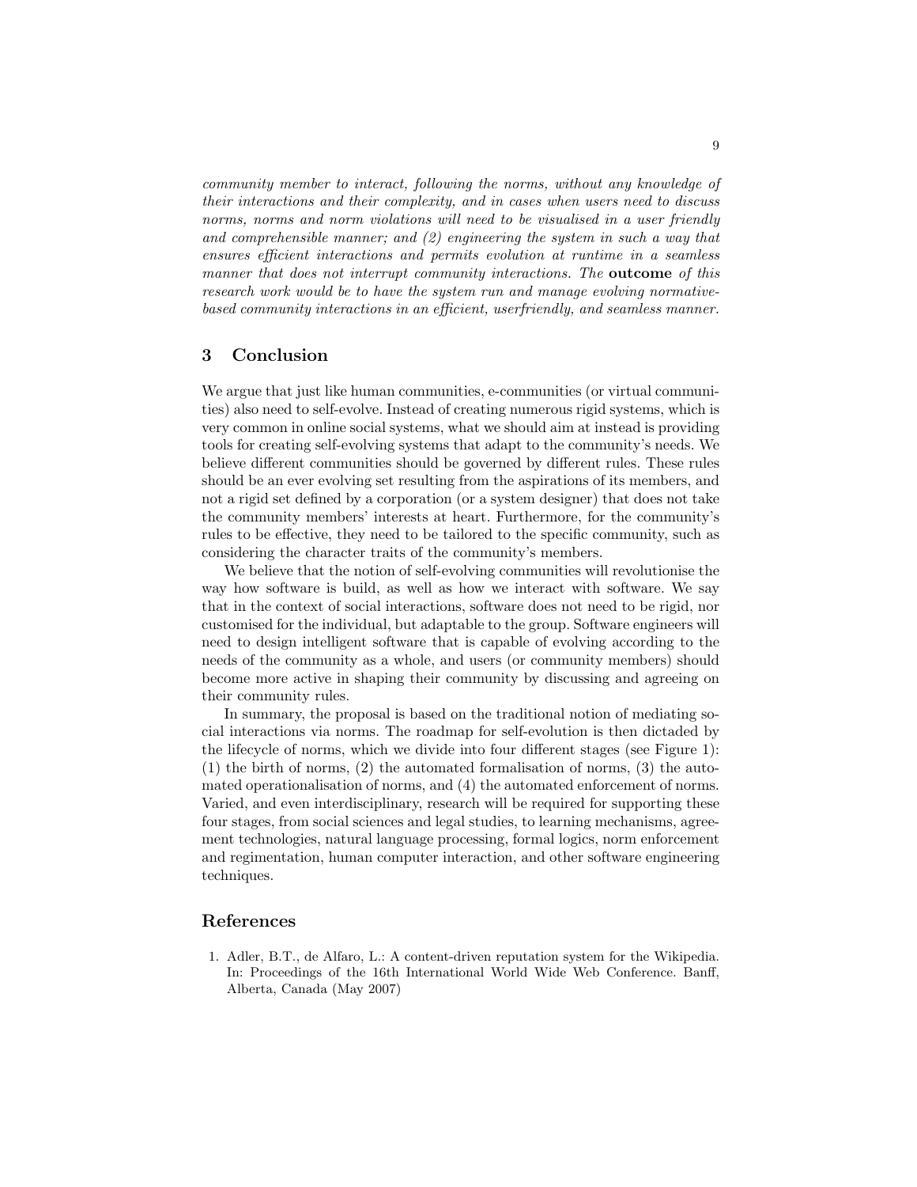*community member to interact, following the norms, without any knowledge of their interactions and their complexity, and in cases when users need to discuss norms, norms and norm violations will need to be visualised in a user friendly and comprehensible manner; and (2) engineering the system in such a way that ensures efficient interactions and permits evolution at runtime in a seamless manner that does not interrupt community interactions. The* **outcome** *of this research work would be to have the system run and manage evolving normative-based community interactions in an efficient, userfriendly, and seamless manner.*

## 3 Conclusion

We argue that just like human communities, e-communities (or virtual communities) also need to self-evolve. Instead of creating numerous rigid systems, which is very common in online social systems, what we should aim at instead is providing tools for creating self-evolving systems that adapt to the community's needs. We believe different communities should be governed by different rules. These rules should be an ever evolving set resulting from the aspirations of its members, and not a rigid set defined by a corporation (or a system designer) that does not take the community members' interests at heart. Furthermore, for the community's rules to be effective, they need to be tailored to the specific community, such as considering the character traits of the community's members.

We believe that the notion of self-evolving communities will revolutionise the way how software is build, as well as how we interact with software. We say that in the context of social interactions, software does not need to be rigid, nor customised for the individual, but adaptable to the group. Software engineers will need to design intelligent software that is capable of evolving according to the needs of the community as a whole, and users (or community members) should become more active in shaping their community by discussing and agreeing on their community rules.

In summary, the proposal is based on the traditional notion of mediating social interactions via norms. The roadmap for self-evolution is then dictated by the lifecycle of norms, which we divide into four different stages (see Figure 1): (1) the birth of norms, (2) the automated formalisation of norms, (3) the automated operationalisation of norms, and (4) the automated enforcement of norms. Varied, and even interdisciplinary, research will be required for supporting these four stages, from social sciences and legal studies, to learning mechanisms, agreement technologies, natural language processing, formal logics, norm enforcement and regimentation, human computer interaction, and other software engineering techniques.

## References

1. Adler, B.T., de Alfaro, L.: A content-driven reputation system for the Wikipedia. In: Proceedings of the 16th International World Wide Web Conference. Banff, Alberta, Canada (May 2007)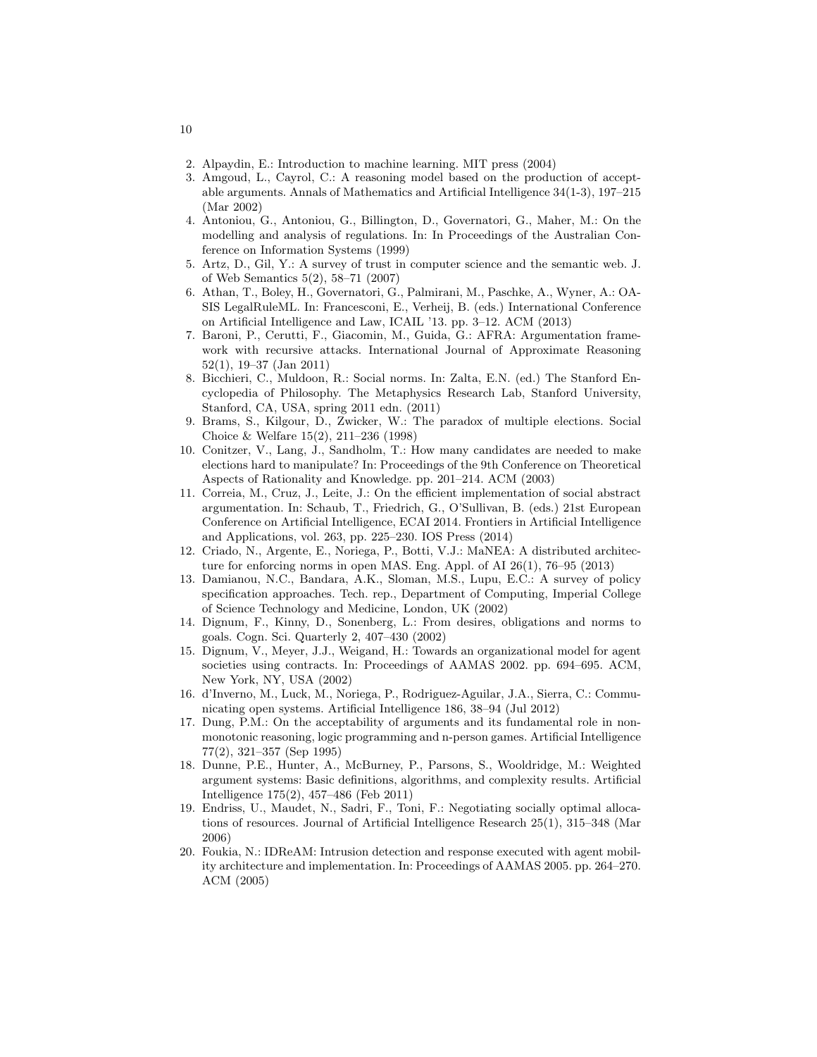2. Alpaydin, E.: Introduction to machine learning. MIT press (2004)
3. Amgoud, L., Cayrol, C.: A reasoning model based on the production of acceptable arguments. Annals of Mathematics and Artificial Intelligence 34(1-3), 197–215 (Mar 2002)
4. Antoniou, G., Antoniou, G., Billington, D., Governatori, G., Maher, M.: On the modelling and analysis of regulations. In: In Proceedings of the Australian Conference on Information Systems (1999)
5. Artz, D., Gil, Y.: A survey of trust in computer science and the semantic web. J. of Web Semantics 5(2), 58–71 (2007)
6. Athan, T., Boley, H., Governatori, G., Palmirani, M., Paschke, A., Wyner, A.: OASIS LegalRuleML. In: Francesconi, E., Verheij, B. (eds.) International Conference on Artificial Intelligence and Law, ICAIL '13. pp. 3–12. ACM (2013)
7. Baroni, P., Cerutti, F., Giacomin, M., Guida, G.: AFRA: Argumentation framework with recursive attacks. International Journal of Approximate Reasoning 52(1), 19–37 (Jan 2011)
8. Bicchieri, C., Muldoon, R.: Social norms. In: Zalta, E.N. (ed.) The Stanford Encyclopedia of Philosophy. The Metaphysics Research Lab, Stanford University, Stanford, CA, USA, spring 2011 edn. (2011)
9. Brams, S., Kilgour, D., Zwicker, W.: The paradox of multiple elections. Social Choice & Welfare 15(2), 211–236 (1998)
10. Conitzer, V., Lang, J., Sandholm, T.: How many candidates are needed to make elections hard to manipulate? In: Proceedings of the 9th Conference on Theoretical Aspects of Rationality and Knowledge. pp. 201–214. ACM (2003)
11. Correia, M., Cruz, J., Leite, J.: On the efficient implementation of social abstract argumentation. In: Schaub, T., Friedrich, G., O'Sullivan, B. (eds.) 21st European Conference on Artificial Intelligence, ECAI 2014. Frontiers in Artificial Intelligence and Applications, vol. 263, pp. 225–230. IOS Press (2014)
12. Criado, N., Argente, E., Noriega, P., Botti, V.J.: MaNEA: A distributed architecture for enforcing norms in open MAS. Eng. Appl. of AI 26(1), 76–95 (2013)
13. Damianou, N.C., Bandara, A.K., Sloman, M.S., Lupu, E.C.: A survey of policy specification approaches. Tech. rep., Department of Computing, Imperial College of Science Technology and Medicine, London, UK (2002)
14. Dignum, F., Kinny, D., Sonenberg, L.: From desires, obligations and norms to goals. Cogn. Sci. Quarterly 2, 407–430 (2002)
15. Dignum, V., Meyer, J.J., Weigand, H.: Towards an organizational model for agent societies using contracts. In: Proceedings of AAMAS 2002. pp. 694–695. ACM, New York, NY, USA (2002)
16. d'Inverno, M., Luck, M., Noriega, P., Rodriguez-Aguilar, J.A., Sierra, C.: Communicating open systems. Artificial Intelligence 186, 38–94 (Jul 2012)
17. Dung, P.M.: On the acceptability of arguments and its fundamental role in nonmonotonic reasoning, logic programming and n-person games. Artificial Intelligence 77(2), 321–357 (Sep 1995)
18. Dunne, P.E., Hunter, A., McBurney, P., Parsons, S., Wooldridge, M.: Weighted argument systems: Basic definitions, algorithms, and complexity results. Artificial Intelligence 175(2), 457–486 (Feb 2011)
19. Endriss, U., Maudet, N., Sadri, F., Toni, F.: Negotiating socially optimal allocations of resources. Journal of Artificial Intelligence Research 25(1), 315–348 (Mar 2006)
20. Foukia, N.: IDReAM: Intrusion detection and response executed with agent mobility architecture and implementation. In: Proceedings of AAMAS 2005. pp. 264–270. ACM (2005)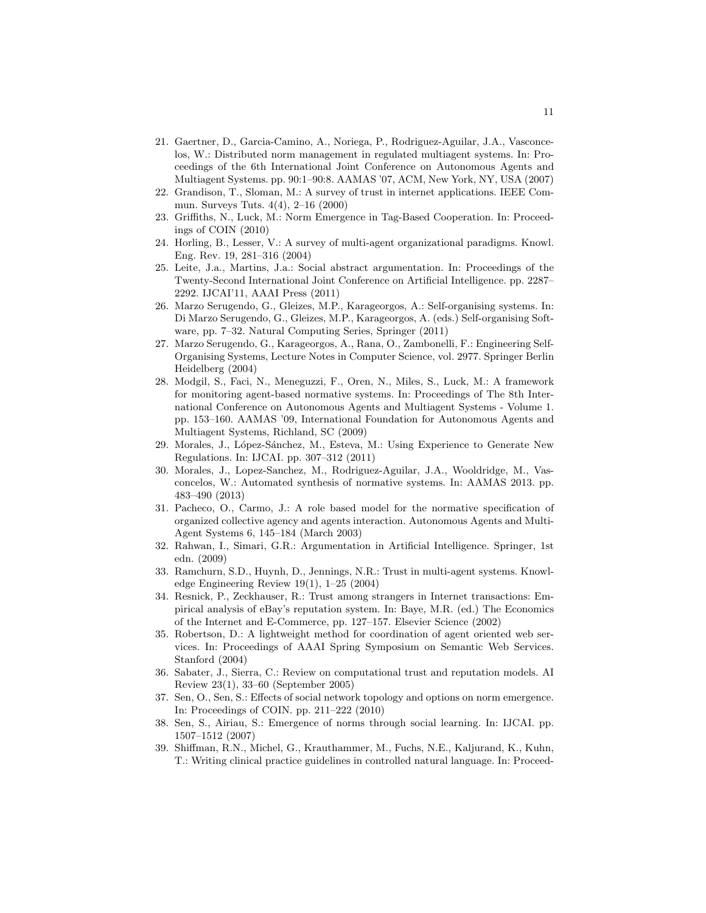21. Gaertner, D., Garcia-Camino, A., Noriega, P., Rodriguez-Aguilar, J.A., Vasconcelos, W.: Distributed norm management in regulated multiagent systems. In: Proceedings of the 6th International Joint Conference on Autonomous Agents and Multiagent Systems. pp. 90:1–90:8. AAMAS '07, ACM, New York, NY, USA (2007)
22. Grandison, T., Sloman, M.: A survey of trust in internet applications. IEEE Commun. Surveys Tuts. 4(4), 2–16 (2000)
23. Griffiths, N., Luck, M.: Norm Emergence in Tag-Based Cooperation. In: Proceedings of COIN (2010)
24. Horling, B., Lesser, V.: A survey of multi-agent organizational paradigms. Knowl. Eng. Rev. 19, 281–316 (2004)
25. Leite, J.a., Martins, J.a.: Social abstract argumentation. In: Proceedings of the Twenty-Second International Joint Conference on Artificial Intelligence. pp. 2287–2292. IJCAI'11, AAAI Press (2011)
26. Marzo Serugendo, G., Gleizes, M.P., Karageorgos, A.: Self-organising systems. In: Di Marzo Serugendo, G., Gleizes, M.P., Karageorgos, A. (eds.) Self-organising Software, pp. 7–32. Natural Computing Series, Springer (2011)
27. Marzo Serugendo, G., Karageorgos, A., Rana, O., Zambonelli, F.: Engineering Self-Organising Systems, Lecture Notes in Computer Science, vol. 2977. Springer Berlin Heidelberg (2004)
28. Modgil, S., Faci, N., Meneguzzi, F., Oren, N., Miles, S., Luck, M.: A framework for monitoring agent-based normative systems. In: Proceedings of The 8th International Conference on Autonomous Agents and Multiagent Systems - Volume 1. pp. 153–160. AAMAS '09, International Foundation for Autonomous Agents and Multiagent Systems, Richland, SC (2009)
29. Morales, J., López-Sánchez, M., Esteva, M.: Using Experience to Generate New Regulations. In: IJCAI. pp. 307–312 (2011)
30. Morales, J., Lopez-Sanchez, M., Rodriguez-Aguilar, J.A., Wooldridge, M., Vasconcelos, W.: Automated synthesis of normative systems. In: AAMAS 2013. pp. 483–490 (2013)
31. Pacheco, O., Carmo, J.: A role based model for the normative specification of organized collective agency and agents interaction. Autonomous Agents and Multi-Agent Systems 6, 145–184 (March 2003)
32. Rahwan, I., Simari, G.R.: Argumentation in Artificial Intelligence. Springer, 1st edn. (2009)
33. Ramchurn, S.D., Huynh, D., Jennings, N.R.: Trust in multi-agent systems. Knowledge Engineering Review 19(1), 1–25 (2004)
34. Resnick, P., Zeckhauser, R.: Trust among strangers in Internet transactions: Empirical analysis of eBay's reputation system. In: Baye, M.R. (ed.) The Economics of the Internet and E-Commerce, pp. 127–157. Elsevier Science (2002)
35. Robertson, D.: A lightweight method for coordination of agent oriented web services. In: Proceedings of AAAI Spring Symposium on Semantic Web Services. Stanford (2004)
36. Sabater, J., Sierra, C.: Review on computational trust and reputation models. AI Review 23(1), 33–60 (September 2005)
37. Sen, O., Sen, S.: Effects of social network topology and options on norm emergence. In: Proceedings of COIN. pp. 211–222 (2010)
38. Sen, S., Airiau, S.: Emergence of norms through social learning. In: IJCAI. pp. 1507–1512 (2007)
39. Shiffman, R.N., Michel, G., Krauthammer, M., Fuchs, N.E., Kaljurand, K., Kuhn, T.: Writing clinical practice guidelines in controlled natural language. In: Proceed-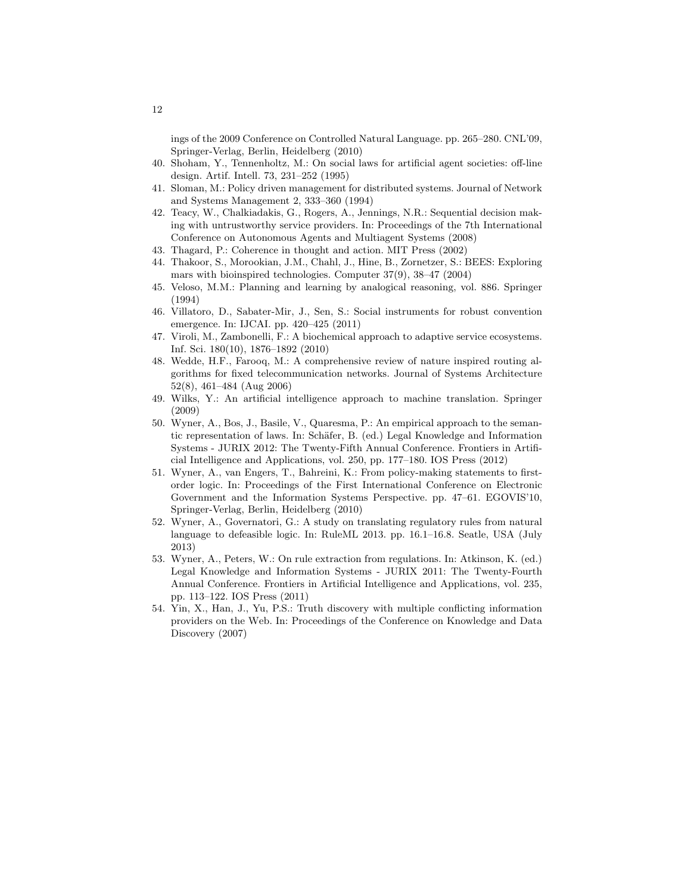ings of the 2009 Conference on Controlled Natural Language. pp. 265–280. CNL'09, Springer-Verlag, Berlin, Heidelberg (2010)

40. Shoham, Y., Tennenholtz, M.: On social laws for artificial agent societies: off-line design. Artif. Intell. 73, 231–252 (1995)
41. Sloman, M.: Policy driven management for distributed systems. Journal of Network and Systems Management 2, 333–360 (1994)
42. Teacy, W., Chalkiadakis, G., Rogers, A., Jennings, N.R.: Sequential decision making with untrustworthy service providers. In: Proceedings of the 7th International Conference on Autonomous Agents and Multiagent Systems (2008)
43. Thagard, P.: Coherence in thought and action. MIT Press (2002)
44. Thakoor, S., Morookian, J.M., Chahl, J., Hine, B., Zornetzer, S.: BEES: Exploring mars with bioinspired technologies. Computer 37(9), 38–47 (2004)
45. Veloso, M.M.: Planning and learning by analogical reasoning, vol. 886. Springer (1994)
46. Villatoro, D., Sabater-Mir, J., Sen, S.: Social instruments for robust convention emergence. In: IJCAI. pp. 420–425 (2011)
47. Viroli, M., Zambonelli, F.: A biochemical approach to adaptive service ecosystems. Inf. Sci. 180(10), 1876–1892 (2010)
48. Wedde, H.F., Farooq, M.: A comprehensive review of nature inspired routing algorithms for fixed telecommunication networks. Journal of Systems Architecture 52(8), 461–484 (Aug 2006)
49. Wilks, Y.: An artificial intelligence approach to machine translation. Springer (2009)
50. Wyner, A., Bos, J., Basile, V., Quaresma, P.: An empirical approach to the semantic representation of laws. In: Schäfer, B. (ed.) Legal Knowledge and Information Systems - JURIX 2012: The Twenty-Fifth Annual Conference. Frontiers in Artificial Intelligence and Applications, vol. 250, pp. 177–180. IOS Press (2012)
51. Wyner, A., van Engers, T., Bahreini, K.: From policy-making statements to first-order logic. In: Proceedings of the First International Conference on Electronic Government and the Information Systems Perspective. pp. 47–61. EGOVIS'10, Springer-Verlag, Berlin, Heidelberg (2010)
52. Wyner, A., Governatori, G.: A study on translating regulatory rules from natural language to defeasible logic. In: RuleML 2013. pp. 16.1–16.8. Seatle, USA (July 2013)
53. Wyner, A., Peters, W.: On rule extraction from regulations. In: Atkinson, K. (ed.) Legal Knowledge and Information Systems - JURIX 2011: The Twenty-Fourth Annual Conference. Frontiers in Artificial Intelligence and Applications, vol. 235, pp. 113–122. IOS Press (2011)
54. Yin, X., Han, J., Yu, P.S.: Truth discovery with multiple conflicting information providers on the Web. In: Proceedings of the Conference on Knowledge and Data Discovery (2007)